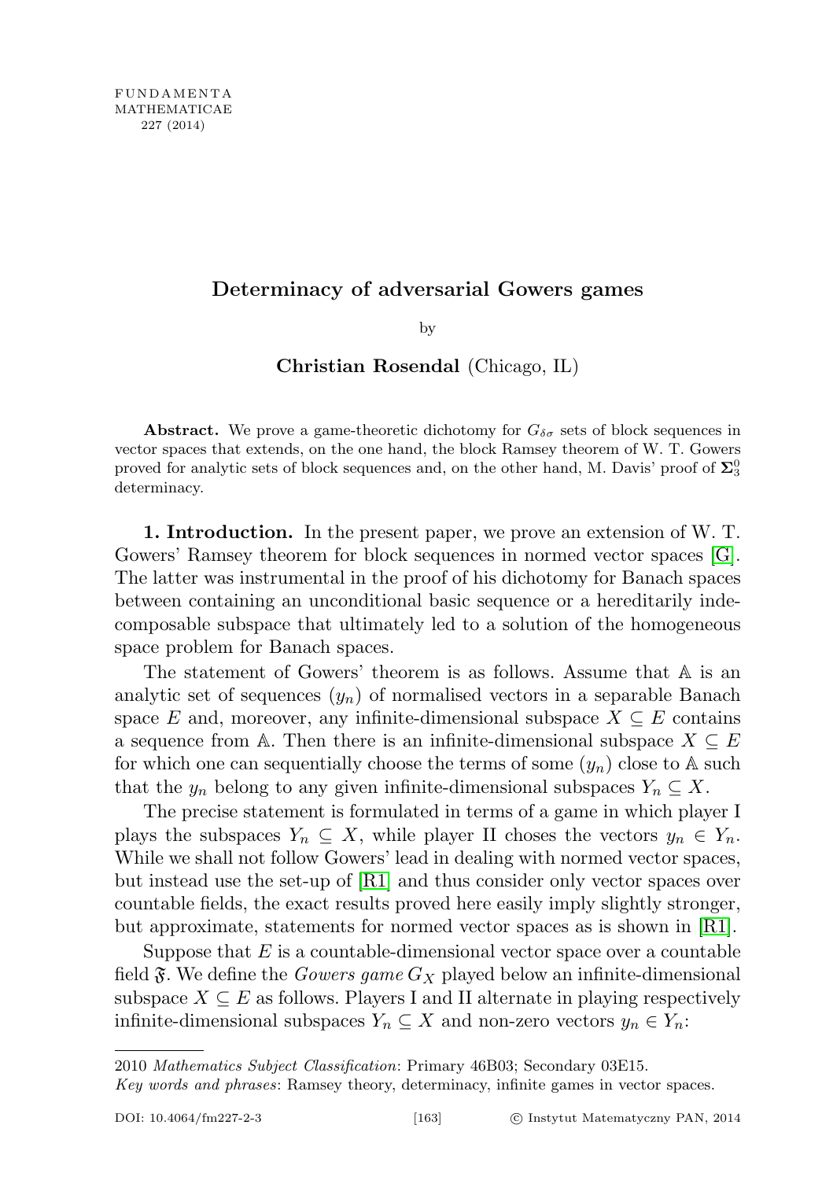# Determinacy of adversarial Gowers games

by

**Christian Rosendal** (Chicago, IL)

**Abstract.** We prove a game-theoretic dichotomy for $G_{\delta\sigma}$ sets of block sequences in vector spaces that extends, on the one hand, the block Ramsey theorem of W. T. Gowers proved for analytic sets of block sequences and, on the other hand, M. Davis' proof of $\mathbf{\Sigma}^0_3$ determinacy.

**1. Introduction.** In the present paper, we prove an extension of W. T. Gowers' Ramsey theorem for block sequences in normed vector spaces [G]. The latter was instrumental in the proof of his dichotomy for Banach spaces between containing an unconditional basic sequence or a hereditarily indecomposable subspace that ultimately led to a solution of the homogeneous space problem for Banach spaces.

The statement of Gowers' theorem is as follows. Assume that $\mathbb{A}$ is an analytic set of sequences $(y_n)$ of normalised vectors in a separable Banach space $E$ and, moreover, any infinite-dimensional subspace $X \subseteq E$ contains a sequence from $\mathbb{A}$. Then there is an infinite-dimensional subspace $X \subseteq E$ for which one can sequentially choose the terms of some $(y_n)$ close to $\mathbb{A}$ such that the $y_n$ belong to any given infinite-dimensional subspaces $Y_n \subseteq X$.

The precise statement is formulated in terms of a game in which player I plays the subspaces $Y_n \subseteq X$, while player II choses the vectors $y_n \in Y_n$. While we shall not follow Gowers' lead in dealing with normed vector spaces, but instead use the set-up of [R1] and thus consider only vector spaces over countable fields, the exact results proved here easily imply slightly stronger, but approximate, statements for normed vector spaces as is shown in [R1].

Suppose that $E$ is a countable-dimensional vector space over a countable field $\mathfrak{F}$. We define the *Gowers game* $G_X$ played below an infinite-dimensional subspace $X \subseteq E$ as follows. Players I and II alternate in playing respectively infinite-dimensional subspaces $Y_n \subseteq X$ and non-zero vectors $y_n \in Y_n$:

---

2010 *Mathematics Subject Classification*: Primary 46B03; Secondary 03E15.

*Key words and phrases*: Ramsey theory, determinacy, infinite games in vector spaces.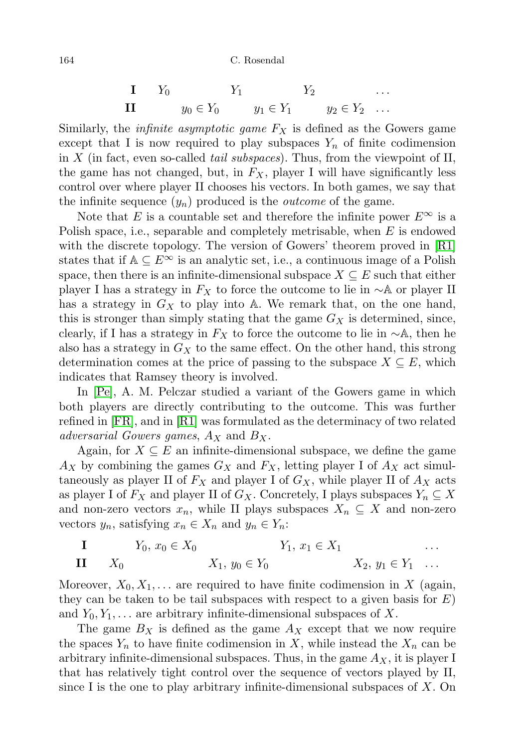$$
\begin{array}{lllll}
\textbf{I} & Y_0 & Y_1 & Y_2 & \dots \\
\textbf{II} & y_0 \in Y_0 & y_1 \in Y_1 & y_2 \in Y_2 & \dots
\end{array}
$$

Similarly, the *infinite asymptotic game* $F_X$ is defined as the Gowers game except that I is now required to play subspaces $Y_n$ of finite codimension in $X$ (in fact, even so-called *tail subspaces*). Thus, from the viewpoint of II, the game has not changed, but, in $F_X$, player I will have significantly less control over where player II chooses his vectors. In both games, we say that the infinite sequence $(y_n)$ produced is the *outcome* of the game.

Note that $E$ is a countable set and therefore the infinite power $E^\infty$ is a Polish space, i.e., separable and completely metrisable, when $E$ is endowed with the discrete topology. The version of Gowers' theorem proved in [R1] states that if $\mathbb{A} \subseteq E^\infty$ is an analytic set, i.e., a continuous image of a Polish space, then there is an infinite-dimensional subspace $X \subseteq E$ such that either player I has a strategy in $F_X$ to force the outcome to lie in $\sim\mathbb{A}$ or player II has a strategy in $G_X$ to play into $\mathbb{A}$. We remark that, on the one hand, this is stronger than simply stating that the game $G_X$ is determined, since, clearly, if I has a strategy in $F_X$ to force the outcome to lie in $\sim\mathbb{A}$, then he also has a strategy in $G_X$ to the same effect. On the other hand, this strong determination comes at the price of passing to the subspace $X \subseteq E$, which indicates that Ramsey theory is involved.

In [Pe], A. M. Pelczar studied a variant of the Gowers game in which both players are directly contributing to the outcome. This was further refined in [FR], and in [R1] was formulated as the determinacy of two related *adversarial Gowers games*, $A_X$ and $B_X$.

Again, for $X \subseteq E$ an infinite-dimensional subspace, we define the game $A_X$ by combining the games $G_X$ and $F_X$, letting player I of $A_X$ act simultaneously as player II of $F_X$ and player I of $G_X$, while player II of $A_X$ acts as player I of $F_X$ and player II of $G_X$. Concretely, I plays subspaces $Y_n \subseteq X$ and non-zero vectors $x_n$, while II plays subspaces $X_n \subseteq X$ and non-zero vectors $y_n$, satisfying $x_n \in X_n$ and $y_n \in Y_n$:

$$
\begin{array}{llll}
\textbf{I} & & Y_0,\ x_0 \in X_0 & & Y_1,\ x_1 \in X_1 & & \dots \\
\textbf{II} & X_0 & & X_1,\ y_0 \in Y_0 & & X_2,\ y_1 \in Y_1 & \dots
\end{array}
$$

Moreover, $X_0, X_1, \dots$ are required to have finite codimension in $X$ (again, they can be taken to be tail subspaces with respect to a given basis for $E$) and $Y_0, Y_1, \dots$ are arbitrary infinite-dimensional subspaces of $X$.

The game $B_X$ is defined as the game $A_X$ except that we now require the spaces $Y_n$ to have finite codimension in $X$, while instead the $X_n$ can be arbitrary infinite-dimensional subspaces. Thus, in the game $A_X$, it is player I that has relatively tight control over the sequence of vectors played by II, since I is the one to play arbitrary infinite-dimensional subspaces of $X$. On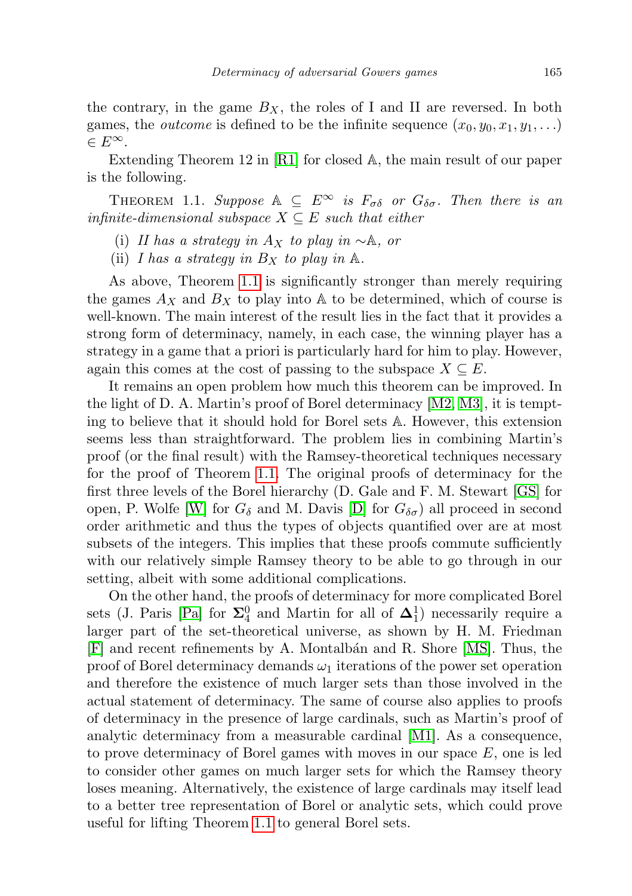the contrary, in the game $B_X$, the roles of I and II are reversed. In both games, the *outcome* is defined to be the infinite sequence $(x_0, y_0, x_1, y_1, \ldots) \in E^\infty$.

Extending Theorem 12 in [R1] for closed $\mathbb{A}$, the main result of our paper is the following.

THEOREM 1.1. *Suppose $\mathbb{A} \subseteq E^\infty$ is $F_{\sigma\delta}$ or $G_{\delta\sigma}$. Then there is an infinite-dimensional subspace $X \subseteq E$ such that either*

(i) *II has a strategy in $A_X$ to play in $\sim\mathbb{A}$, or*
(ii) *I has a strategy in $B_X$ to play in $\mathbb{A}$.*

As above, Theorem 1.1 is significantly stronger than merely requiring the games $A_X$ and $B_X$ to play into $\mathbb{A}$ to be determined, which of course is well-known. The main interest of the result lies in the fact that it provides a strong form of determinacy, namely, in each case, the winning player has a strategy in a game that a priori is particularly hard for him to play. However, again this comes at the cost of passing to the subspace $X \subseteq E$.

It remains an open problem how much this theorem can be improved. In the light of D. A. Martin's proof of Borel determinacy [M2, M3], it is tempting to believe that it should hold for Borel sets $\mathbb{A}$. However, this extension seems less than straightforward. The problem lies in combining Martin's proof (or the final result) with the Ramsey-theoretical techniques necessary for the proof of Theorem 1.1. The original proofs of determinacy for the first three levels of the Borel hierarchy (D. Gale and F. M. Stewart [GS] for open, P. Wolfe [W] for $G_\delta$ and M. Davis [D] for $G_{\delta\sigma}$) all proceed in second order arithmetic and thus the types of objects quantified over are at most subsets of the integers. This implies that these proofs commute sufficiently with our relatively simple Ramsey theory to be able to go through in our setting, albeit with some additional complications.

On the other hand, the proofs of determinacy for more complicated Borel sets (J. Paris [Pa] for $\mathbf{\Sigma}^0_4$ and Martin for all of $\mathbf{\Delta}^1_1$) necessarily require a larger part of the set-theoretical universe, as shown by H. M. Friedman [F] and recent refinements by A. Montalbán and R. Shore [MS]. Thus, the proof of Borel determinacy demands $\omega_1$ iterations of the power set operation and therefore the existence of much larger sets than those involved in the actual statement of determinacy. The same of course also applies to proofs of determinacy in the presence of large cardinals, such as Martin's proof of analytic determinacy from a measurable cardinal [M1]. As a consequence, to prove determinacy of Borel games with moves in our space $E$, one is led to consider other games on much larger sets for which the Ramsey theory loses meaning. Alternatively, the existence of large cardinals may itself lead to a better tree representation of Borel or analytic sets, which could prove useful for lifting Theorem 1.1 to general Borel sets.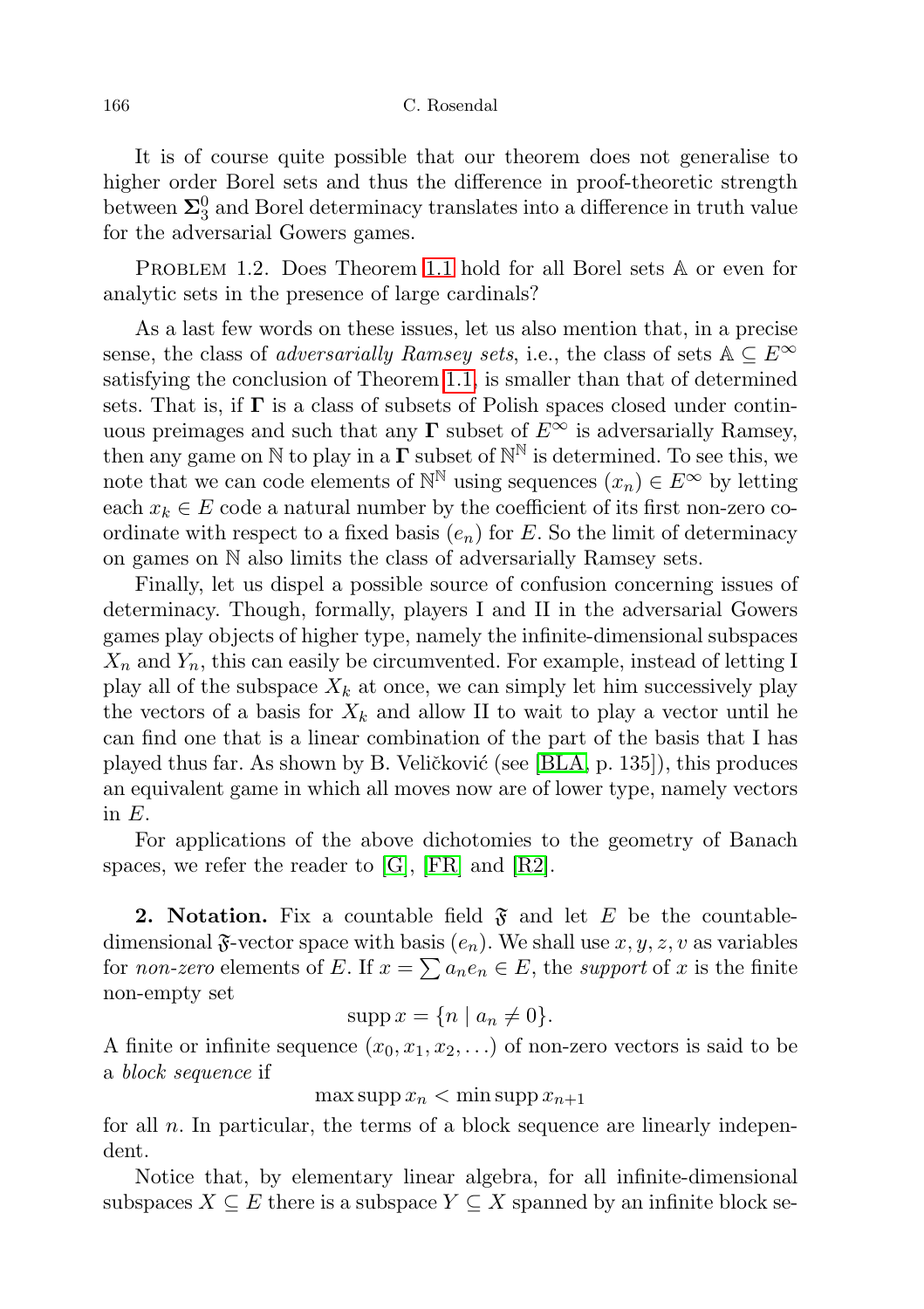It is of course quite possible that our theorem does not generalise to higher order Borel sets and thus the difference in proof-theoretic strength between $\mathbf{\Sigma}^0_3$ and Borel determinacy translates into a difference in truth value for the adversarial Gowers games.

PROBLEM 1.2. Does Theorem 1.1 hold for all Borel sets $\mathbb{A}$ or even for analytic sets in the presence of large cardinals?

As a last few words on these issues, let us also mention that, in a precise sense, the class of *adversarially Ramsey sets*, i.e., the class of sets $\mathbb{A} \subseteq E^\infty$ satisfying the conclusion of Theorem 1.1, is smaller than that of determined sets. That is, if $\mathbf{\Gamma}$ is a class of subsets of Polish spaces closed under continuous preimages and such that any $\mathbf{\Gamma}$ subset of $E^\infty$ is adversarially Ramsey, then any game on $\mathbb{N}$ to play in a $\mathbf{\Gamma}$ subset of $\mathbb{N}^\mathbb{N}$ is determined. To see this, we note that we can code elements of $\mathbb{N}^\mathbb{N}$ using sequences $(x_n) \in E^\infty$ by letting each $x_k \in E$ code a natural number by the coefficient of its first non-zero coordinate with respect to a fixed basis $(e_n)$ for $E$. So the limit of determinacy on games on $\mathbb{N}$ also limits the class of adversarially Ramsey sets.

Finally, let us dispel a possible source of confusion concerning issues of determinacy. Though, formally, players I and II in the adversarial Gowers games play objects of higher type, namely the infinite-dimensional subspaces $X_n$ and $Y_n$, this can easily be circumvented. For example, instead of letting I play all of the subspace $X_k$ at once, we can simply let him successively play the vectors of a basis for $X_k$ and allow II to wait to play a vector until he can find one that is a linear combination of the part of the basis that I has played thus far. As shown by B. Veličković (see [BLA, p. 135]), this produces an equivalent game in which all moves now are of lower type, namely vectors in $E$.

For applications of the above dichotomies to the geometry of Banach spaces, we refer the reader to [G], [FR] and [R2].

**2. Notation.** Fix a countable field $\mathfrak{F}$ and let $E$ be the countable-dimensional $\mathfrak{F}$-vector space with basis $(e_n)$. We shall use $x, y, z, v$ as variables for *non-zero* elements of $E$. If $x = \sum a_n e_n \in E$, the *support* of $x$ is the finite non-empty set

$$\operatorname{supp} x = \{n \mid a_n \neq 0\}.$$

A finite or infinite sequence $(x_0, x_1, x_2, \ldots)$ of non-zero vectors is said to be a *block sequence* if

$$\max \operatorname{supp} x_n < \min \operatorname{supp} x_{n+1}$$

for all $n$. In particular, the terms of a block sequence are linearly independent.

Notice that, by elementary linear algebra, for all infinite-dimensional subspaces $X \subseteq E$ there is a subspace $Y \subseteq X$ spanned by an infinite block se-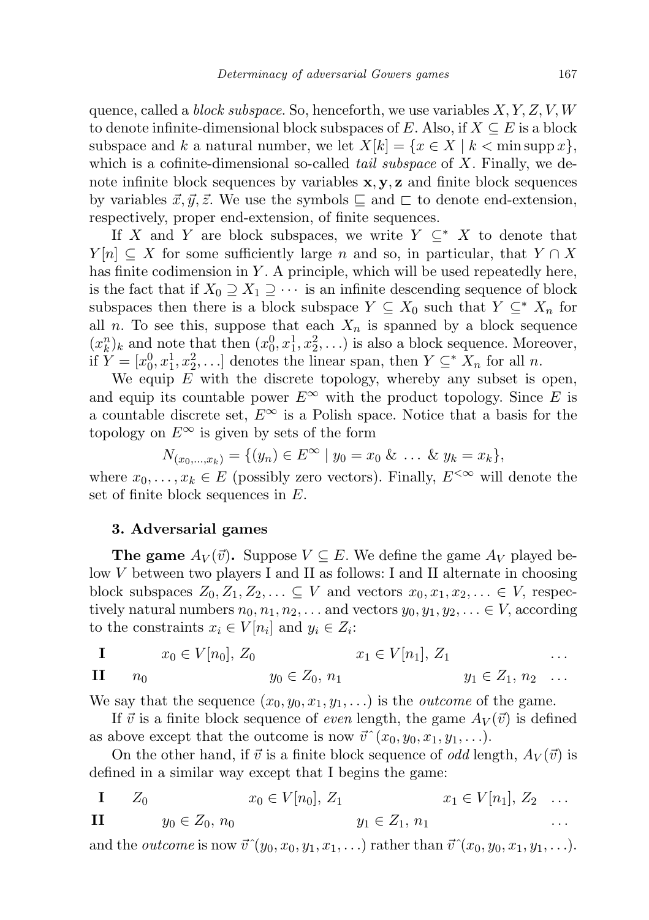quence, called a *block subspace*. So, henceforth, we use variables $X, Y, Z, V, W$ to denote infinite-dimensional block subspaces of $E$. Also, if $X \subseteq E$ is a block subspace and $k$ a natural number, we let $X[k] = \{x \in X \mid k < \min \operatorname{supp} x\}$, which is a cofinite-dimensional so-called *tail subspace* of $X$. Finally, we denote infinite block sequences by variables $\mathbf{x}, \mathbf{y}, \mathbf{z}$ and finite block sequences by variables $\vec{x}, \vec{y}, \vec{z}$. We use the symbols $\sqsubseteq$ and $\sqsubset$ to denote end-extension, respectively, proper end-extension, of finite sequences.

If $X$ and $Y$ are block subspaces, we write $Y \subseteq^* X$ to denote that $Y[n] \subseteq X$ for some sufficiently large $n$ and so, in particular, that $Y \cap X$ has finite codimension in $Y$. A principle, which will be used repeatedly here, is the fact that if $X_0 \supseteq X_1 \supseteq \cdots$ is an infinite descending sequence of block subspaces then there is a block subspace $Y \subseteq X_0$ such that $Y \subseteq^* X_n$ for all $n$. To see this, suppose that each $X_n$ is spanned by a block sequence $(x_k^n)_k$ and note that then $(x_0^0, x_1^1, x_2^2, \ldots)$ is also a block sequence. Moreover, if $Y = [x_0^0, x_1^1, x_2^2, \ldots]$ denotes the linear span, then $Y \subseteq^* X_n$ for all $n$.

We equip $E$ with the discrete topology, whereby any subset is open, and equip its countable power $E^\infty$ with the product topology. Since $E$ is a countable discrete set, $E^\infty$ is a Polish space. Notice that a basis for the topology on $E^\infty$ is given by sets of the form

$$N_{(x_0,\ldots,x_k)} = \{(y_n) \in E^\infty \mid y_0 = x_0 \;\&\; \ldots \;\&\; y_k = x_k\},$$

where $x_0, \ldots, x_k \in E$ (possibly zero vectors). Finally, $E^{<\infty}$ will denote the set of finite block sequences in $E$.

## 3. Adversarial games

**The game $A_V(\vec{v})$.** Suppose $V \subseteq E$. We define the game $A_V$ played below $V$ between two players I and II as follows: I and II alternate in choosing block subspaces $Z_0, Z_1, Z_2, \ldots \subseteq V$ and vectors $x_0, x_1, x_2, \ldots \in V$, respectively natural numbers $n_0, n_1, n_2, \ldots$ and vectors $y_0, y_1, y_2, \ldots \in V$, according to the constraints $x_i \in V[n_i]$ and $y_i \in Z_i$:

| | | | | | | |
|---|---|---|---|---|---|---|
| **I** | | $x_0 \in V[n_0]$, $Z_0$ | | $x_1 \in V[n_1]$, $Z_1$ | | $\ldots$ |
| **II** | $n_0$ | | $y_0 \in Z_0$, $n_1$ | | $y_1 \in Z_1$, $n_2$ | $\ldots$ |

We say that the sequence $(x_0, y_0, x_1, y_1, \ldots)$ is the *outcome* of the game.

If $\vec{v}$ is a finite block sequence of *even* length, the game $A_V(\vec{v})$ is defined as above except that the outcome is now $\vec{v}^\frown(x_0, y_0, x_1, y_1, \ldots)$.

On the other hand, if $\vec{v}$ is a finite block sequence of *odd* length, $A_V(\vec{v})$ is defined in a similar way except that I begins the game:

| | | | | | | |
|---|---|---|---|---|---|---|
| **I** | $Z_0$ | | $x_0 \in V[n_0]$, $Z_1$ | | $x_1 \in V[n_1]$, $Z_2$ | $\ldots$ |
| **II** | | $y_0 \in Z_0$, $n_0$ | | $y_1 \in Z_1$, $n_1$ | | $\ldots$ |

and the *outcome* is now $\vec{v}^\frown(y_0, x_0, y_1, x_1, \ldots)$ rather than $\vec{v}^\frown(x_0, y_0, x_1, y_1, \ldots)$.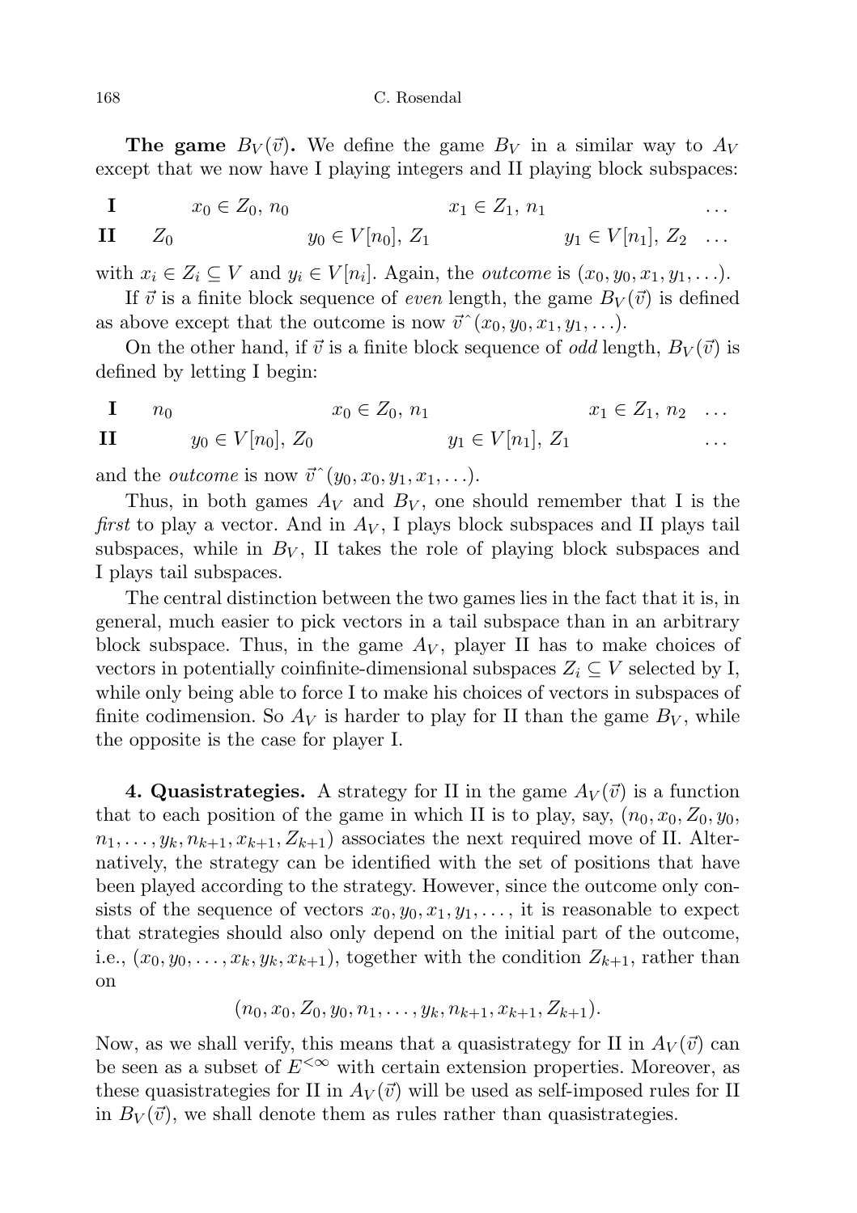**The game $B_V(\vec{v})$.** We define the game $B_V$ in a similar way to $A_V$ except that we now have I playing integers and II playing block subspaces:

$$
\begin{array}{llllll}
\textbf{I} & & x_0 \in Z_0,\, n_0 & & x_1 \in Z_1,\, n_1 & \ldots \\
\textbf{II} & Z_0 & & y_0 \in V[n_0],\, Z_1 & & y_1 \in V[n_1],\, Z_2 \quad \ldots
\end{array}
$$

with $x_i \in Z_i \subseteq V$ and $y_i \in V[n_i]$. Again, the *outcome* is $(x_0, y_0, x_1, y_1, \ldots)$.

If $\vec{v}$ is a finite block sequence of *even* length, the game $B_V(\vec{v})$ is defined as above except that the outcome is now $\vec{v}^\frown(x_0, y_0, x_1, y_1, \ldots)$.

On the other hand, if $\vec{v}$ is a finite block sequence of *odd* length, $B_V(\vec{v})$ is defined by letting I begin:

$$
\begin{array}{llllll}
\textbf{I} & n_0 & & x_0 \in Z_0,\, n_1 & & x_1 \in Z_1,\, n_2 \quad \ldots \\
\textbf{II} & & y_0 \in V[n_0],\, Z_0 & & y_1 \in V[n_1],\, Z_1 & \ldots
\end{array}
$$

and the *outcome* is now $\vec{v}^\frown(y_0, x_0, y_1, x_1, \ldots)$.

Thus, in both games $A_V$ and $B_V$, one should remember that I is the *first* to play a vector. And in $A_V$, I plays block subspaces and II plays tail subspaces, while in $B_V$, II takes the role of playing block subspaces and I plays tail subspaces.

The central distinction between the two games lies in the fact that it is, in general, much easier to pick vectors in a tail subspace than in an arbitrary block subspace. Thus, in the game $A_V$, player II has to make choices of vectors in potentially coinfinite-dimensional subspaces $Z_i \subseteq V$ selected by I, while only being able to force I to make his choices of vectors in subspaces of finite codimension. So $A_V$ is harder to play for II than the game $B_V$, while the opposite is the case for player I.

**4. Quasistrategies.** A strategy for II in the game $A_V(\vec{v})$ is a function that to each position of the game in which II is to play, say, $(n_0, x_0, Z_0, y_0, n_1, \ldots, y_k, n_{k+1}, x_{k+1}, Z_{k+1})$ associates the next required move of II. Alternatively, the strategy can be identified with the set of positions that have been played according to the strategy. However, since the outcome only consists of the sequence of vectors $x_0, y_0, x_1, y_1, \ldots$, it is reasonable to expect that strategies should also only depend on the initial part of the outcome, i.e., $(x_0, y_0, \ldots, x_k, y_k, x_{k+1})$, together with the condition $Z_{k+1}$, rather than on

$$(n_0, x_0, Z_0, y_0, n_1, \ldots, y_k, n_{k+1}, x_{k+1}, Z_{k+1}).$$

Now, as we shall verify, this means that a quasistrategy for II in $A_V(\vec{v})$ can be seen as a subset of $E^{<\infty}$ with certain extension properties. Moreover, as these quasistrategies for II in $A_V(\vec{v})$ will be used as self-imposed rules for II in $B_V(\vec{v})$, we shall denote them as rules rather than quasistrategies.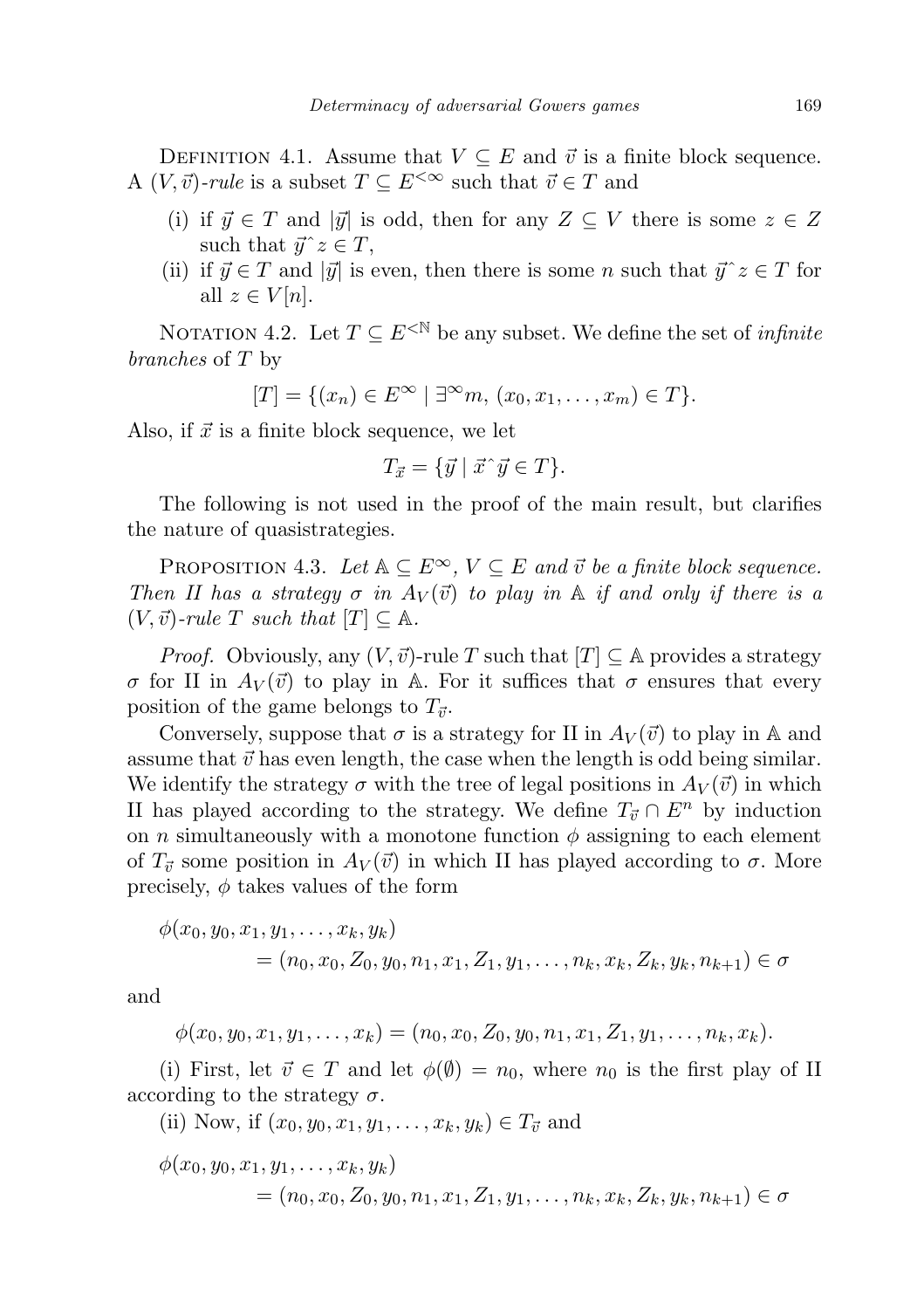Definition 4.1. Assume that $V \subseteq E$ and $\vec{v}$ is a finite block sequence. A $(V, \vec{v})$-*rule* is a subset $T \subseteq E^{<\infty}$ such that $\vec{v} \in T$ and

- (i) if $\vec{y} \in T$ and $|\vec{y}|$ is odd, then for any $Z \subseteq V$ there is some $z \in Z$ such that $\vec{y}\,\hat{}\,z \in T$,
- (ii) if $\vec{y} \in T$ and $|\vec{y}|$ is even, then there is some $n$ such that $\vec{y}\,\hat{}\,z \in T$ for all $z \in V[n]$.

Notation 4.2. Let $T \subseteq E^{<\mathbb{N}}$ be any subset. We define the set of *infinite branches* of $T$ by

$$[T] = \{(x_n) \in E^\infty \mid \exists^\infty m,\ (x_0, x_1, \ldots, x_m) \in T\}.$$

Also, if $\vec{x}$ is a finite block sequence, we let

$$T_{\vec{x}} = \{\vec{y} \mid \vec{x}\,\hat{}\,\vec{y} \in T\}.$$

The following is not used in the proof of the main result, but clarifies the nature of quasistrategies.

Proposition 4.3. *Let $\mathbb{A} \subseteq E^\infty$, $V \subseteq E$ and $\vec{v}$ be a finite block sequence. Then II has a strategy $\sigma$ in $A_V(\vec{v})$ to play in $\mathbb{A}$ if and only if there is a $(V, \vec{v})$-rule $T$ such that $[T] \subseteq \mathbb{A}$.*

*Proof.* Obviously, any $(V, \vec{v})$-rule $T$ such that $[T] \subseteq \mathbb{A}$ provides a strategy $\sigma$ for II in $A_V(\vec{v})$ to play in $\mathbb{A}$. For it suffices that $\sigma$ ensures that every position of the game belongs to $T_{\vec{v}}$.

Conversely, suppose that $\sigma$ is a strategy for II in $A_V(\vec{v})$ to play in $\mathbb{A}$ and assume that $\vec{v}$ has even length, the case when the length is odd being similar. We identify the strategy $\sigma$ with the tree of legal positions in $A_V(\vec{v})$ in which II has played according to the strategy. We define $T_{\vec{v}} \cap E^n$ by induction on $n$ simultaneously with a monotone function $\phi$ assigning to each element of $T_{\vec{v}}$ some position in $A_V(\vec{v})$ in which II has played according to $\sigma$. More precisely, $\phi$ takes values of the form

$$\phi(x_0, y_0, x_1, y_1, \ldots, x_k, y_k) = (n_0, x_0, Z_0, y_0, n_1, x_1, Z_1, y_1, \ldots, n_k, x_k, Z_k, y_k, n_{k+1}) \in \sigma$$

and

$$\phi(x_0, y_0, x_1, y_1, \ldots, x_k) = (n_0, x_0, Z_0, y_0, n_1, x_1, Z_1, y_1, \ldots, n_k, x_k).$$

(i) First, let $\vec{v} \in T$ and let $\phi(\emptyset) = n_0$, where $n_0$ is the first play of II according to the strategy $\sigma$.

(ii) Now, if $(x_0, y_0, x_1, y_1, \ldots, x_k, y_k) \in T_{\vec{v}}$ and

$$\phi(x_0, y_0, x_1, y_1, \ldots, x_k, y_k) = (n_0, x_0, Z_0, y_0, n_1, x_1, Z_1, y_1, \ldots, n_k, x_k, Z_k, y_k, n_{k+1}) \in \sigma$$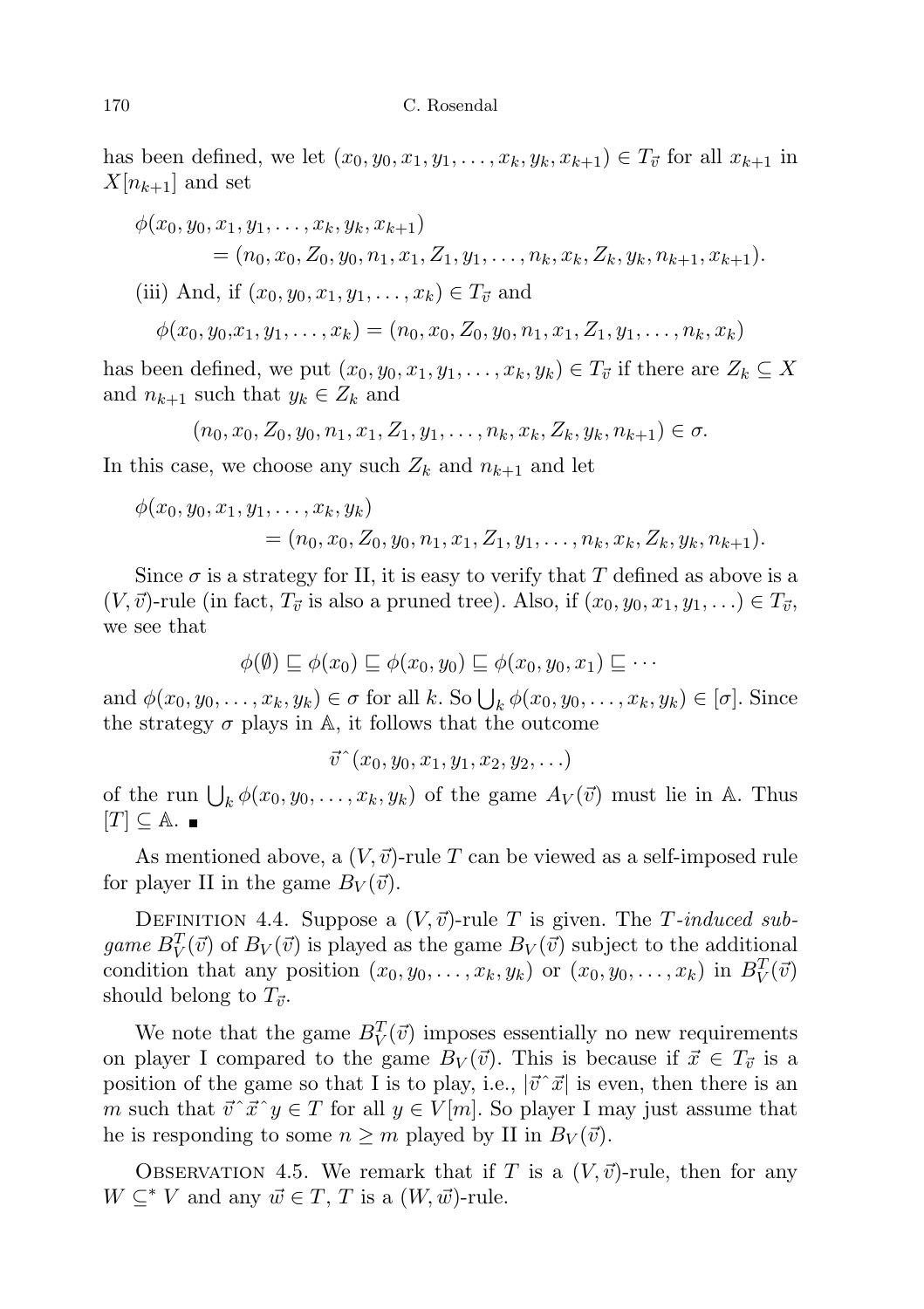has been defined, we let $(x_0, y_0, x_1, y_1, \ldots, x_k, y_k, x_{k+1}) \in T_{\vec{v}}$ for all $x_{k+1}$ in $X[n_{k+1}]$ and set

$$\begin{aligned}\phi(x_0, y_0, x_1, y_1, \ldots, x_k, y_k, x_{k+1})\\ = (n_0, x_0, Z_0, y_0, n_1, x_1, Z_1, y_1, \ldots, n_k, x_k, Z_k, y_k, n_{k+1}, x_{k+1}).\end{aligned}$$

(iii) And, if $(x_0, y_0, x_1, y_1, \ldots, x_k) \in T_{\vec{v}}$ and

$$\phi(x_0, y_0, x_1, y_1, \ldots, x_k) = (n_0, x_0, Z_0, y_0, n_1, x_1, Z_1, y_1, \ldots, n_k, x_k)$$

has been defined, we put $(x_0, y_0, x_1, y_1, \ldots, x_k, y_k) \in T_{\vec{v}}$ if there are $Z_k \subseteq X$ and $n_{k+1}$ such that $y_k \in Z_k$ and

$$(n_0, x_0, Z_0, y_0, n_1, x_1, Z_1, y_1, \ldots, n_k, x_k, Z_k, y_k, n_{k+1}) \in \sigma.$$

In this case, we choose any such $Z_k$ and $n_{k+1}$ and let

$$\begin{aligned}\phi(x_0, y_0, x_1, y_1, \ldots, x_k, y_k)\\ = (n_0, x_0, Z_0, y_0, n_1, x_1, Z_1, y_1, \ldots, n_k, x_k, Z_k, y_k, n_{k+1}).\end{aligned}$$

Since $\sigma$ is a strategy for II, it is easy to verify that $T$ defined as above is a $(V, \vec{v})$-rule (in fact, $T_{\vec{v}}$ is also a pruned tree). Also, if $(x_0, y_0, x_1, y_1, \ldots) \in T_{\vec{v}}$, we see that

$$\phi(\emptyset) \sqsubseteq \phi(x_0) \sqsubseteq \phi(x_0, y_0) \sqsubseteq \phi(x_0, y_0, x_1) \sqsubseteq \cdots$$

and $\phi(x_0, y_0, \ldots, x_k, y_k) \in \sigma$ for all $k$. So $\bigcup_k \phi(x_0, y_0, \ldots, x_k, y_k) \in [\sigma]$. Since the strategy $\sigma$ plays in $\mathbb{A}$, it follows that the outcome

$$\vec{v}^\frown(x_0, y_0, x_1, y_1, x_2, y_2, \ldots)$$

of the run $\bigcup_k \phi(x_0, y_0, \ldots, x_k, y_k)$ of the game $A_V(\vec{v})$ must lie in $\mathbb{A}$. Thus $[T] \subseteq \mathbb{A}$. ∎

As mentioned above, a $(V, \vec{v})$-rule $T$ can be viewed as a self-imposed rule for player II in the game $B_V(\vec{v})$.

Definition 4.4. Suppose a $(V, \vec{v})$-rule $T$ is given. The *$T$-induced subgame* $B_V^T(\vec{v})$ of $B_V(\vec{v})$ is played as the game $B_V(\vec{v})$ subject to the additional condition that any position $(x_0, y_0, \ldots, x_k, y_k)$ or $(x_0, y_0, \ldots, x_k)$ in $B_V^T(\vec{v})$ should belong to $T_{\vec{v}}$.

We note that the game $B_V^T(\vec{v})$ imposes essentially no new requirements on player I compared to the game $B_V(\vec{v})$. This is because if $\vec{x} \in T_{\vec{v}}$ is a position of the game so that I is to play, i.e., $|\vec{v}^\frown\vec{x}|$ is even, then there is an $m$ such that $\vec{v}^\frown\vec{x}^\frown y \in T$ for all $y \in V[m]$. So player I may just assume that he is responding to some $n \geq m$ played by II in $B_V(\vec{v})$.

Observation 4.5. We remark that if $T$ is a $(V, \vec{v})$-rule, then for any $W \subseteq^* V$ and any $\vec{w} \in T$, $T$ is a $(W, \vec{w})$-rule.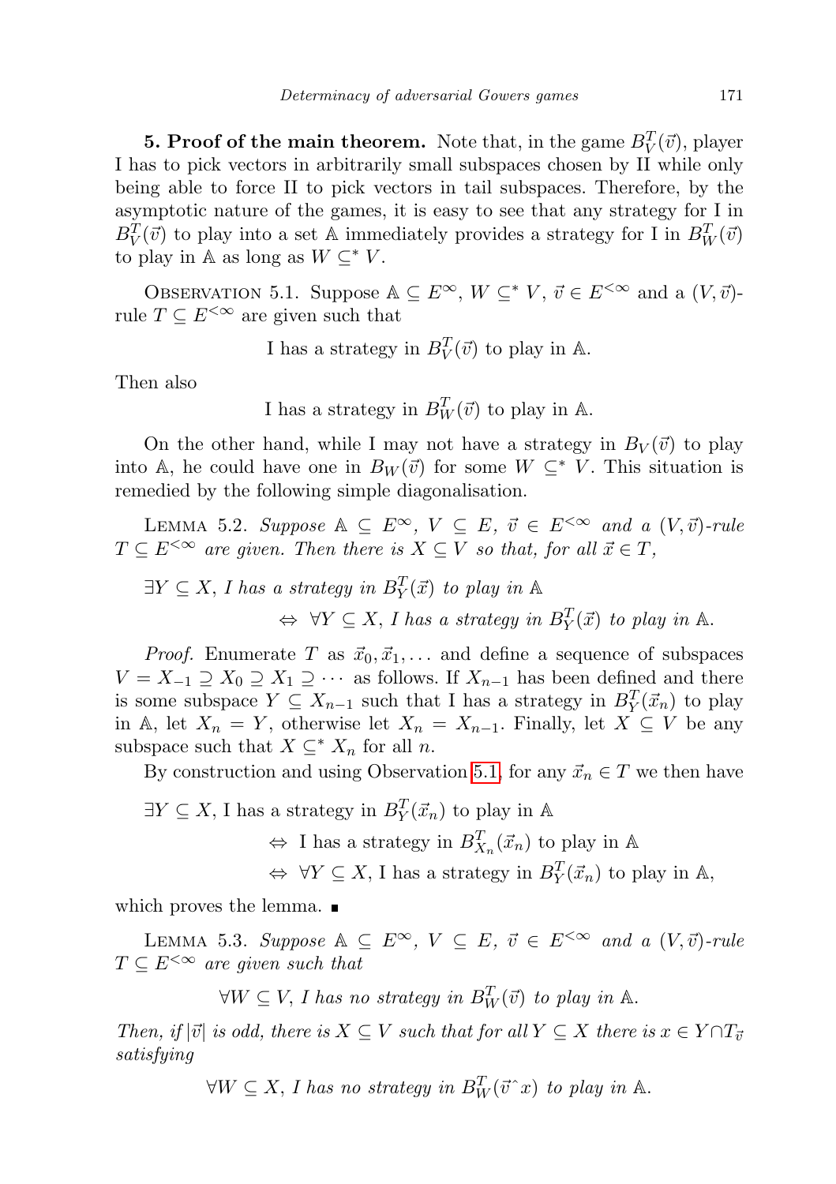**5. Proof of the main theorem.** Note that, in the game $B^T_V(\vec{v})$, player I has to pick vectors in arbitrarily small subspaces chosen by II while only being able to force II to pick vectors in tail subspaces. Therefore, by the asymptotic nature of the games, it is easy to see that any strategy for I in $B^T_V(\vec{v})$ to play into a set $\mathbb{A}$ immediately provides a strategy for I in $B^T_W(\vec{v})$ to play in $\mathbb{A}$ as long as $W \subseteq^* V$.

Observation 5.1. Suppose $\mathbb{A} \subseteq E^\infty$, $W \subseteq^* V$, $\vec{v} \in E^{<\infty}$ and a $(V, \vec{v})$-rule $T \subseteq E^{<\infty}$ are given such that

$$\text{I has a strategy in } B^T_V(\vec{v}) \text{ to play in } \mathbb{A}.$$

Then also

$$\text{I has a strategy in } B^T_W(\vec{v}) \text{ to play in } \mathbb{A}.$$

On the other hand, while I may not have a strategy in $B_V(\vec{v})$ to play into $\mathbb{A}$, he could have one in $B_W(\vec{v})$ for some $W \subseteq^* V$. This situation is remedied by the following simple diagonalisation.

Lemma 5.2. *Suppose $\mathbb{A} \subseteq E^\infty$, $V \subseteq E$, $\vec{v} \in E^{<\infty}$ and a $(V, \vec{v})$-rule $T \subseteq E^{<\infty}$ are given. Then there is $X \subseteq V$ so that, for all $\vec{x} \in T$,*

$$\exists Y \subseteq X, \text{ I has a strategy in } B^T_Y(\vec{x}) \text{ to play in } \mathbb{A}$$
$$\Leftrightarrow\ \forall Y \subseteq X, \text{ I has a strategy in } B^T_Y(\vec{x}) \text{ to play in } \mathbb{A}.$$

*Proof.* Enumerate $T$ as $\vec{x}_0, \vec{x}_1, \ldots$ and define a sequence of subspaces $V = X_{-1} \supseteq X_0 \supseteq X_1 \supseteq \cdots$ as follows. If $X_{n-1}$ has been defined and there is some subspace $Y \subseteq X_{n-1}$ such that I has a strategy in $B^T_Y(\vec{x}_n)$ to play in $\mathbb{A}$, let $X_n = Y$, otherwise let $X_n = X_{n-1}$. Finally, let $X \subseteq V$ be any subspace such that $X \subseteq^* X_n$ for all $n$.

By construction and using Observation 5.1, for any $\vec{x}_n \in T$ we then have

$$\exists Y \subseteq X, \text{ I has a strategy in } B^T_Y(\vec{x}_n) \text{ to play in } \mathbb{A}$$
$$\Leftrightarrow\ \text{I has a strategy in } B^T_{X_n}(\vec{x}_n) \text{ to play in } \mathbb{A}$$
$$\Leftrightarrow\ \forall Y \subseteq X, \text{ I has a strategy in } B^T_Y(\vec{x}_n) \text{ to play in } \mathbb{A},$$

which proves the lemma. ∎

Lemma 5.3. *Suppose $\mathbb{A} \subseteq E^\infty$, $V \subseteq E$, $\vec{v} \in E^{<\infty}$ and a $(V, \vec{v})$-rule $T \subseteq E^{<\infty}$ are given such that*

$$\forall W \subseteq V, \text{ I has no strategy in } B^T_W(\vec{v}) \text{ to play in } \mathbb{A}.$$

*Then, if $|\vec{v}|$ is odd, there is $X \subseteq V$ such that for all $Y \subseteq X$ there is $x \in Y \cap T_{\vec{v}}$ satisfying*

$$\forall W \subseteq X, \text{ I has no strategy in } B^T_W(\vec{v}\,\hat{}\,x) \text{ to play in } \mathbb{A}.$$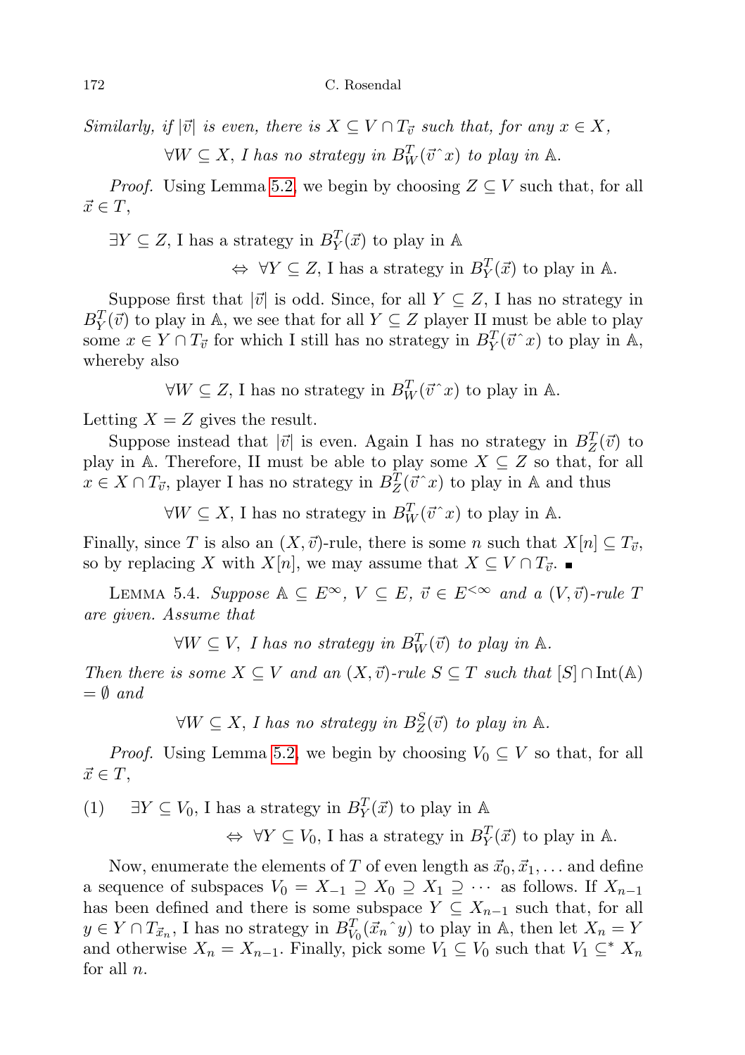*Similarly, if $|\vec{v}|$ is even, there is $X \subseteq V \cap T_{\vec{v}}$ such that, for any $x \in X$,*

$$\forall W \subseteq X, \text{ I has no strategy in } B^T_W(\vec{v}\,\hat{}\,x) \text{ to play in } \mathbb{A}.$$

*Proof.* Using Lemma 5.2, we begin by choosing $Z \subseteq V$ such that, for all $\vec{x} \in T$,

$$\exists Y \subseteq Z, \text{ I has a strategy in } B^T_Y(\vec{x}) \text{ to play in } \mathbb{A}$$
$$\Leftrightarrow\ \forall Y \subseteq Z, \text{ I has a strategy in } B^T_Y(\vec{x}) \text{ to play in } \mathbb{A}.$$

Suppose first that $|\vec{v}|$ is odd. Since, for all $Y \subseteq Z$, I has no strategy in $B^T_Y(\vec{v})$ to play in $\mathbb{A}$, we see that for all $Y \subseteq Z$ player II must be able to play some $x \in Y \cap T_{\vec{v}}$ for which I still has no strategy in $B^T_Y(\vec{v}\,\hat{}\,x)$ to play in $\mathbb{A}$, whereby also

$$\forall W \subseteq Z, \text{ I has no strategy in } B^T_W(\vec{v}\,\hat{}\,x) \text{ to play in } \mathbb{A}.$$

Letting $X = Z$ gives the result.

Suppose instead that $|\vec{v}|$ is even. Again I has no strategy in $B^T_Z(\vec{v})$ to play in $\mathbb{A}$. Therefore, II must be able to play some $X \subseteq Z$ so that, for all $x \in X \cap T_{\vec{v}}$, player I has no strategy in $B^T_Z(\vec{v}\,\hat{}\,x)$ to play in $\mathbb{A}$ and thus

$$\forall W \subseteq X, \text{ I has no strategy in } B^T_W(\vec{v}\,\hat{}\,x) \text{ to play in } \mathbb{A}.$$

Finally, since $T$ is also an $(X, \vec{v})$-rule, there is some $n$ such that $X[n] \subseteq T_{\vec{v}}$, so by replacing $X$ with $X[n]$, we may assume that $X \subseteq V \cap T_{\vec{v}}$. ∎

Lemma 5.4. *Suppose $\mathbb{A} \subseteq E^\infty$, $V \subseteq E$, $\vec{v} \in E^{<\infty}$ and a $(V, \vec{v})$-rule $T$ are given. Assume that*

$$\forall W \subseteq V, \text{ I has no strategy in } B^T_W(\vec{v}) \text{ to play in } \mathbb{A}.$$

*Then there is some $X \subseteq V$ and an $(X, \vec{v})$-rule $S \subseteq T$ such that $[S] \cap \mathrm{Int}(\mathbb{A}) = \emptyset$ and*

$$\forall W \subseteq X, \text{ I has no strategy in } B^S_Z(\vec{v}) \text{ to play in } \mathbb{A}.$$

*Proof.* Using Lemma 5.2, we begin by choosing $V_0 \subseteq V$ so that, for all $\vec{x} \in T$,

$$\text{(1)}\qquad \exists Y \subseteq V_0, \text{ I has a strategy in } B^T_Y(\vec{x}) \text{ to play in } \mathbb{A}$$
$$\Leftrightarrow\ \forall Y \subseteq V_0, \text{ I has a strategy in } B^T_Y(\vec{x}) \text{ to play in } \mathbb{A}.$$

Now, enumerate the elements of $T$ of even length as $\vec{x}_0, \vec{x}_1, \ldots$ and define a sequence of subspaces $V_0 = X_{-1} \supseteq X_0 \supseteq X_1 \supseteq \cdots$ as follows. If $X_{n-1}$ has been defined and there is some subspace $Y \subseteq X_{n-1}$ such that, for all $y \in Y \cap T_{\vec{x}_n}$, I has no strategy in $B^T_{V_0}(\vec{x}_n\,\hat{}\,y)$ to play in $\mathbb{A}$, then let $X_n = Y$ and otherwise $X_n = X_{n-1}$. Finally, pick some $V_1 \subseteq V_0$ such that $V_1 \subseteq^* X_n$ for all $n$.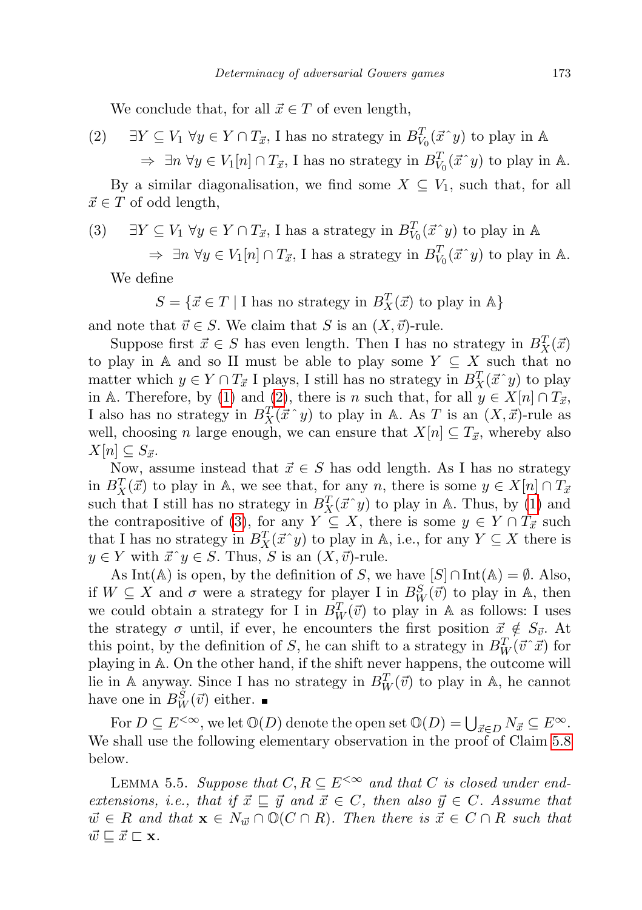We conclude that, for all $\vec{x} \in T$ of even length,

$$\text{(2)} \quad \exists Y \subseteq V_1 \ \forall y \in Y \cap T_{\vec{x}}, \text{ I has no strategy in } B^T_{V_0}(\vec{x}\,\hat{}\,y) \text{ to play in } \mathbb{A}$$
$$\Rightarrow \ \exists n \ \forall y \in V_1[n] \cap T_{\vec{x}}, \text{ I has no strategy in } B^T_{V_0}(\vec{x}\,\hat{}\,y) \text{ to play in } \mathbb{A}.$$

By a similar diagonalisation, we find some $X \subseteq V_1$, such that, for all $\vec{x} \in T$ of odd length,

$$\text{(3)} \quad \exists Y \subseteq V_1 \ \forall y \in Y \cap T_{\vec{x}}, \text{ I has a strategy in } B^T_{V_0}(\vec{x}\,\hat{}\,y) \text{ to play in } \mathbb{A}$$
$$\Rightarrow \ \exists n \ \forall y \in V_1[n] \cap T_{\vec{x}}, \text{ I has a strategy in } B^T_{V_0}(\vec{x}\,\hat{}\,y) \text{ to play in } \mathbb{A}.$$

We define

$$S = \{\vec{x} \in T \mid \text{I has no strategy in } B^T_X(\vec{x}) \text{ to play in } \mathbb{A}\}$$

and note that $\vec{v} \in S$. We claim that $S$ is an $(X, \vec{v})$-rule.

Suppose first $\vec{x} \in S$ has even length. Then I has no strategy in $B^T_X(\vec{x})$ to play in $\mathbb{A}$ and so II must be able to play some $Y \subseteq X$ such that no matter which $y \in Y \cap T_{\vec{x}}$ I plays, I still has no strategy in $B^T_X(\vec{x}\,\hat{}\,y)$ to play in $\mathbb{A}$. Therefore, by (1) and (2), there is $n$ such that, for all $y \in X[n] \cap T_{\vec{x}}$, I also has no strategy in $B^T_X(\vec{x}\,\hat{}\,y)$ to play in $\mathbb{A}$. As $T$ is an $(X, \vec{x})$-rule as well, choosing $n$ large enough, we can ensure that $X[n] \subseteq T_{\vec{x}}$, whereby also $X[n] \subseteq S_{\vec{x}}$.

Now, assume instead that $\vec{x} \in S$ has odd length. As I has no strategy in $B^T_X(\vec{x})$ to play in $\mathbb{A}$, we see that, for any $n$, there is some $y \in X[n] \cap T_{\vec{x}}$ such that I still has no strategy in $B^T_X(\vec{x}\,\hat{}\,y)$ to play in $\mathbb{A}$. Thus, by (1) and the contrapositive of (3), for any $Y \subseteq X$, there is some $y \in Y \cap T_{\vec{x}}$ such that I has no strategy in $B^T_X(\vec{x}\,\hat{}\,y)$ to play in $\mathbb{A}$, i.e., for any $Y \subseteq X$ there is $y \in Y$ with $\vec{x}\,\hat{}\,y \in S$. Thus, $S$ is an $(X, \vec{v})$-rule.

As $\mathrm{Int}(\mathbb{A})$ is open, by the definition of $S$, we have $[S] \cap \mathrm{Int}(\mathbb{A}) = \emptyset$. Also, if $W \subseteq X$ and $\sigma$ were a strategy for player I in $B^S_W(\vec{v})$ to play in $\mathbb{A}$, then we could obtain a strategy for I in $B^T_W(\vec{v})$ to play in $\mathbb{A}$ as follows: I uses the strategy $\sigma$ until, if ever, he encounters the first position $\vec{x} \notin S_{\vec{v}}$. At this point, by the definition of $S$, he can shift to a strategy in $B^T_W(\vec{v}\,\hat{}\,\vec{x})$ for playing in $\mathbb{A}$. On the other hand, if the shift never happens, the outcome will lie in $\mathbb{A}$ anyway. Since I has no strategy in $B^T_W(\vec{v})$ to play in $\mathbb{A}$, he cannot have one in $B^S_W(\vec{v})$ either. ∎

For $D \subseteq E^{<\infty}$, we let $\mathbb{O}(D)$ denote the open set $\mathbb{O}(D) = \bigcup_{\vec{x} \in D} N_{\vec{x}} \subseteq E^\infty$. We shall use the following elementary observation in the proof of Claim 5.8 below.

LEMMA 5.5. *Suppose that $C, R \subseteq E^{<\infty}$ and that $C$ is closed under end-extensions, i.e., that if $\vec{x} \sqsubseteq \vec{y}$ and $\vec{x} \in C$, then also $\vec{y} \in C$. Assume that $\vec{w} \in R$ and that $\mathbf{x} \in N_{\vec{w}} \cap \mathbb{O}(C \cap R)$. Then there is $\vec{x} \in C \cap R$ such that $\vec{w} \sqsubseteq \vec{x} \sqsubset \mathbf{x}$.*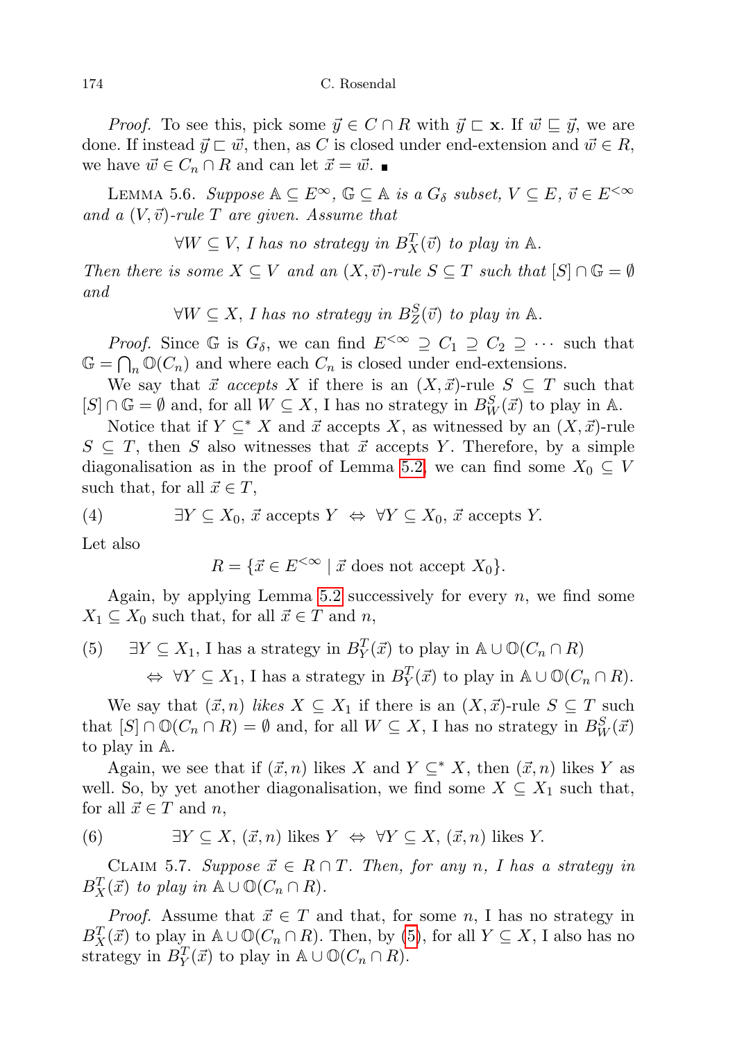*Proof.* To see this, pick some $\vec{y} \in C \cap R$ with $\vec{y} \sqsubset \mathbf{x}$. If $\vec{w} \sqsubseteq \vec{y}$, we are done. If instead $\vec{y} \sqsubset \vec{w}$, then, as $C$ is closed under end-extension and $\vec{w} \in R$, we have $\vec{w} \in C_n \cap R$ and can let $\vec{x} = \vec{w}$. ∎

Lemma 5.6. *Suppose $\mathbb{A} \subseteq E^\infty$, $\mathbb{G} \subseteq \mathbb{A}$ is a $G_\delta$ subset, $V \subseteq E$, $\vec{v} \in E^{<\infty}$ and a $(V, \vec{v})$-rule $T$ are given. Assume that*

$$\forall W \subseteq V, \text{ I has no strategy in } B^T_X(\vec{v}) \text{ to play in } \mathbb{A}.$$

*Then there is some $X \subseteq V$ and an $(X, \vec{v})$-rule $S \subseteq T$ such that $[S] \cap \mathbb{G} = \emptyset$ and*

$$\forall W \subseteq X, \text{ I has no strategy in } B^S_Z(\vec{v}) \text{ to play in } \mathbb{A}.$$

*Proof.* Since $\mathbb{G}$ is $G_\delta$, we can find $E^{<\infty} \supseteq C_1 \supseteq C_2 \supseteq \cdots$ such that $\mathbb{G} = \bigcap_n \mathbb{O}(C_n)$ and where each $C_n$ is closed under end-extensions.

We say that $\vec{x}$ *accepts* $X$ if there is an $(X, \vec{x})$-rule $S \subseteq T$ such that $[S] \cap \mathbb{G} = \emptyset$ and, for all $W \subseteq X$, I has no strategy in $B^S_W(\vec{x})$ to play in $\mathbb{A}$.

Notice that if $Y \subseteq^* X$ and $\vec{x}$ accepts $X$, as witnessed by an $(X, \vec{x})$-rule $S \subseteq T$, then $S$ also witnesses that $\vec{x}$ accepts $Y$. Therefore, by a simple diagonalisation as in the proof of Lemma 5.2, we can find some $X_0 \subseteq V$ such that, for all $\vec{x} \in T$,

$$\exists Y \subseteq X_0,\ \vec{x} \text{ accepts } Y \ \Leftrightarrow\ \forall Y \subseteq X_0,\ \vec{x} \text{ accepts } Y. \tag{4}$$

Let also

$$R = \{\vec{x} \in E^{<\infty} \mid \vec{x} \text{ does not accept } X_0\}.$$

Again, by applying Lemma 5.2 successively for every $n$, we find some $X_1 \subseteq X_0$ such that, for all $\vec{x} \in T$ and $n$,

$$\begin{aligned} &\exists Y \subseteq X_1, \text{ I has a strategy in } B^T_Y(\vec{x}) \text{ to play in } \mathbb{A} \cup \mathbb{O}(C_n \cap R) \\ &\quad \Leftrightarrow\ \forall Y \subseteq X_1, \text{ I has a strategy in } B^T_Y(\vec{x}) \text{ to play in } \mathbb{A} \cup \mathbb{O}(C_n \cap R). \end{aligned} \tag{5}$$

We say that $(\vec{x}, n)$ *likes* $X \subseteq X_1$ if there is an $(X, \vec{x})$-rule $S \subseteq T$ such that $[S] \cap \mathbb{O}(C_n \cap R) = \emptyset$ and, for all $W \subseteq X$, I has no strategy in $B^S_W(\vec{x})$ to play in $\mathbb{A}$.

Again, we see that if $(\vec{x}, n)$ likes $X$ and $Y \subseteq^* X$, then $(\vec{x}, n)$ likes $Y$ as well. So, by yet another diagonalisation, we find some $X \subseteq X_1$ such that, for all $\vec{x} \in T$ and $n$,

$$\exists Y \subseteq X,\ (\vec{x}, n) \text{ likes } Y \ \Leftrightarrow\ \forall Y \subseteq X,\ (\vec{x}, n) \text{ likes } Y. \tag{6}$$

Claim 5.7. *Suppose $\vec{x} \in R \cap T$. Then, for any $n$, I has a strategy in $B^T_X(\vec{x})$ to play in $\mathbb{A} \cup \mathbb{O}(C_n \cap R)$.*

*Proof.* Assume that $\vec{x} \in T$ and that, for some $n$, I has no strategy in $B^T_X(\vec{x})$ to play in $\mathbb{A} \cup \mathbb{O}(C_n \cap R)$. Then, by (5), for all $Y \subseteq X$, I also has no strategy in $B^T_Y(\vec{x})$ to play in $\mathbb{A} \cup \mathbb{O}(C_n \cap R)$.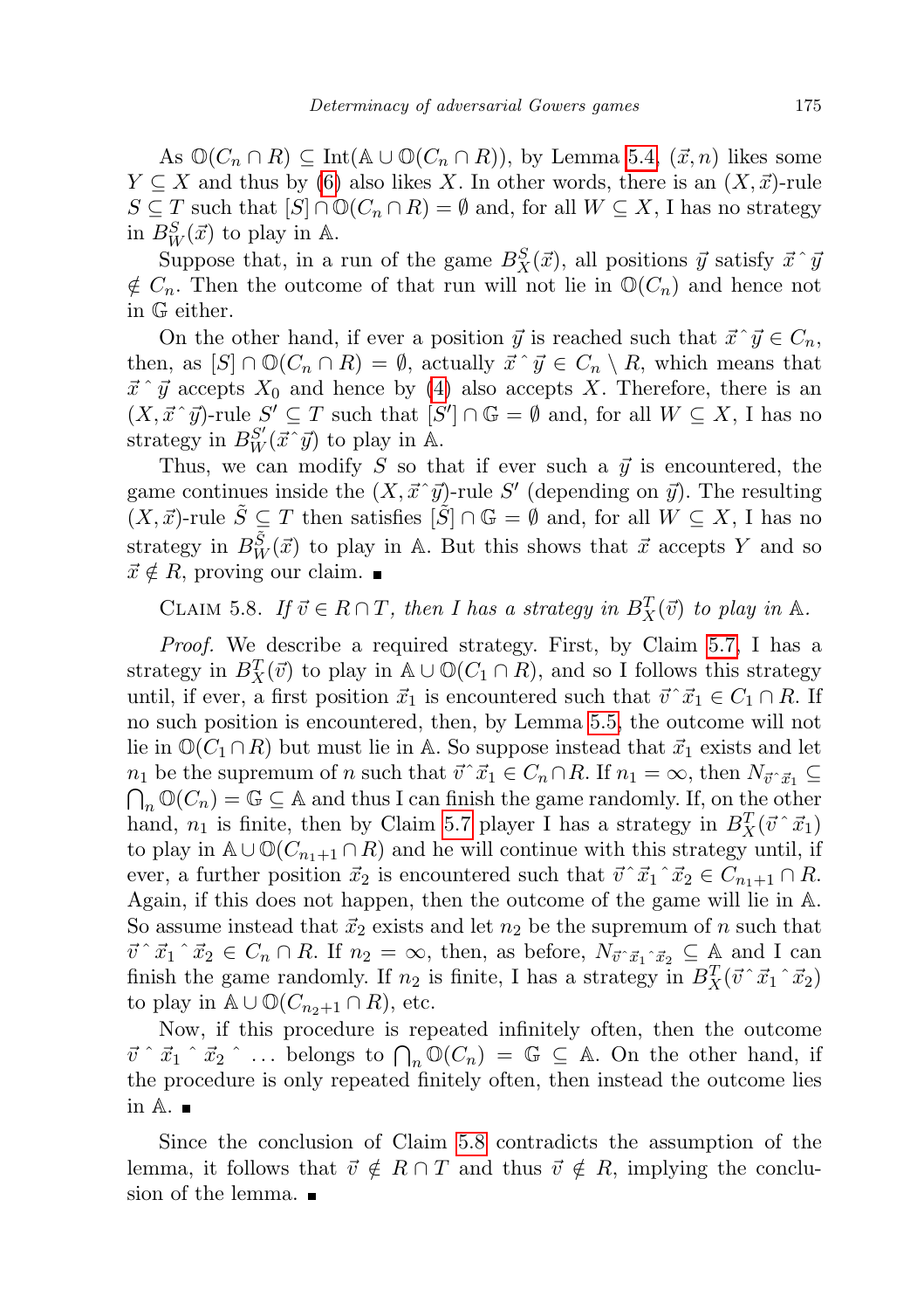As $\mathbb{O}(C_n \cap R) \subseteq \mathrm{Int}(\mathbb{A} \cup \mathbb{O}(C_n \cap R))$, by Lemma 5.4, $(\vec{x}, n)$ likes some $Y \subseteq X$ and thus by (6) also likes $X$. In other words, there is an $(X, \vec{x})$-rule $S \subseteq T$ such that $[S] \cap \mathbb{O}(C_n \cap R) = \emptyset$ and, for all $W \subseteq X$, I has no strategy in $B^S_W(\vec{x})$ to play in $\mathbb{A}$.

Suppose that, in a run of the game $B^S_X(\vec{x})$, all positions $\vec{y}$ satisfy $\vec{x}\,\hat{}\,\vec{y} \notin C_n$. Then the outcome of that run will not lie in $\mathbb{O}(C_n)$ and hence not in $\mathbb{G}$ either.

On the other hand, if ever a position $\vec{y}$ is reached such that $\vec{x}\,\hat{}\,\vec{y} \in C_n$, then, as $[S] \cap \mathbb{O}(C_n \cap R) = \emptyset$, actually $\vec{x}\,\hat{}\,\vec{y} \in C_n \setminus R$, which means that $\vec{x}\,\hat{}\,\vec{y}$ accepts $X_0$ and hence by (4) also accepts $X$. Therefore, there is an $(X, \vec{x}\,\hat{}\,\vec{y})$-rule $S' \subseteq T$ such that $[S'] \cap \mathbb{G} = \emptyset$ and, for all $W \subseteq X$, I has no strategy in $B^{S'}_W(\vec{x}\,\hat{}\,\vec{y})$ to play in $\mathbb{A}$.

Thus, we can modify $S$ so that if ever such a $\vec{y}$ is encountered, the game continues inside the $(X, \vec{x}\,\hat{}\,\vec{y})$-rule $S'$ (depending on $\vec{y}$). The resulting $(X, \vec{x})$-rule $\tilde{S} \subseteq T$ then satisfies $[\tilde{S}] \cap \mathbb{G} = \emptyset$ and, for all $W \subseteq X$, I has no strategy in $B^{\tilde{S}}_W(\vec{x})$ to play in $\mathbb{A}$. But this shows that $\vec{x}$ accepts $Y$ and so $\vec{x} \notin R$, proving our claim. ∎

Claim 5.8. *If $\vec{v} \in R \cap T$, then I has a strategy in $B^T_X(\vec{v})$ to play in $\mathbb{A}$.*

*Proof.* We describe a required strategy. First, by Claim 5.7, I has a strategy in $B^T_X(\vec{v})$ to play in $\mathbb{A} \cup \mathbb{O}(C_1 \cap R)$, and so I follows this strategy until, if ever, a first position $\vec{x}_1$ is encountered such that $\vec{v}\,\hat{}\,\vec{x}_1 \in C_1 \cap R$. If no such position is encountered, then, by Lemma 5.5, the outcome will not lie in $\mathbb{O}(C_1 \cap R)$ but must lie in $\mathbb{A}$. So suppose instead that $\vec{x}_1$ exists and let $n_1$ be the supremum of $n$ such that $\vec{v}\,\hat{}\,\vec{x}_1 \in C_n \cap R$. If $n_1 = \infty$, then $N_{\vec{v}\,\hat{}\,\vec{x}_1} \subseteq \bigcap_n \mathbb{O}(C_n) = \mathbb{G} \subseteq \mathbb{A}$ and thus I can finish the game randomly. If, on the other hand, $n_1$ is finite, then by Claim 5.7 player I has a strategy in $B^T_X(\vec{v}\,\hat{}\,\vec{x}_1)$ to play in $\mathbb{A} \cup \mathbb{O}(C_{n_1+1} \cap R)$ and he will continue with this strategy until, if ever, a further position $\vec{x}_2$ is encountered such that $\vec{v}\,\hat{}\,\vec{x}_1\,\hat{}\,\vec{x}_2 \in C_{n_1+1} \cap R$. Again, if this does not happen, then the outcome of the game will lie in $\mathbb{A}$. So assume instead that $\vec{x}_2$ exists and let $n_2$ be the supremum of $n$ such that $\vec{v}\,\hat{}\,\vec{x}_1\,\hat{}\,\vec{x}_2 \in C_n \cap R$. If $n_2 = \infty$, then, as before, $N_{\vec{v}\,\hat{}\,\vec{x}_1\,\hat{}\,\vec{x}_2} \subseteq \mathbb{A}$ and I can finish the game randomly. If $n_2$ is finite, I has a strategy in $B^T_X(\vec{v}\,\hat{}\,\vec{x}_1\,\hat{}\,\vec{x}_2)$ to play in $\mathbb{A} \cup \mathbb{O}(C_{n_2+1} \cap R)$, etc.

Now, if this procedure is repeated infinitely often, then the outcome $\vec{v}\,\hat{}\,\vec{x}_1\,\hat{}\,\vec{x}_2\,\hat{}\,\ldots$ belongs to $\bigcap_n \mathbb{O}(C_n) = \mathbb{G} \subseteq \mathbb{A}$. On the other hand, if the procedure is only repeated finitely often, then instead the outcome lies in $\mathbb{A}$. ∎

Since the conclusion of Claim 5.8 contradicts the assumption of the lemma, it follows that $\vec{v} \notin R \cap T$ and thus $\vec{v} \notin R$, implying the conclusion of the lemma. ∎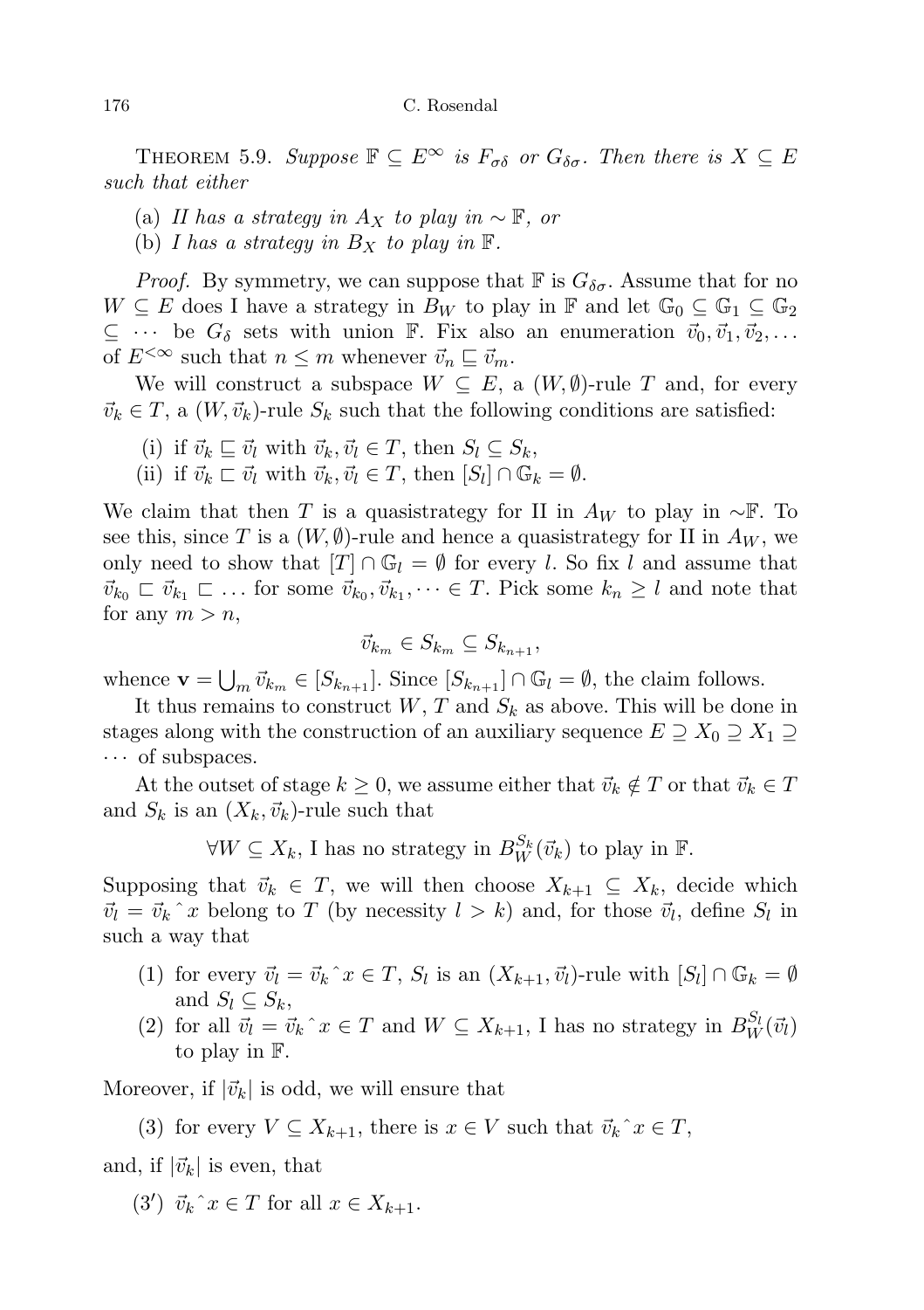THEOREM 5.9. *Suppose $\mathbb{F} \subseteq E^\infty$ is $F_{\sigma\delta}$ or $G_{\delta\sigma}$. Then there is $X \subseteq E$ such that either*

(a) *II has a strategy in $A_X$ to play in $\sim\mathbb{F}$, or*
(b) *I has a strategy in $B_X$ to play in $\mathbb{F}$.*

*Proof.* By symmetry, we can suppose that $\mathbb{F}$ is $G_{\delta\sigma}$. Assume that for no $W \subseteq E$ does I have a strategy in $B_W$ to play in $\mathbb{F}$ and let $\mathbb{G}_0 \subseteq \mathbb{G}_1 \subseteq \mathbb{G}_2 \subseteq \cdots$ be $G_\delta$ sets with union $\mathbb{F}$. Fix also an enumeration $\vec{v}_0, \vec{v}_1, \vec{v}_2, \ldots$ of $E^{<\infty}$ such that $n \le m$ whenever $\vec{v}_n \sqsubseteq \vec{v}_m$.

We will construct a subspace $W \subseteq E$, a $(W, \emptyset)$-rule $T$ and, for every $\vec{v}_k \in T$, a $(W, \vec{v}_k)$-rule $S_k$ such that the following conditions are satisfied:

(i) if $\vec{v}_k \sqsubseteq \vec{v}_l$ with $\vec{v}_k, \vec{v}_l \in T$, then $S_l \subseteq S_k$,
(ii) if $\vec{v}_k \sqsubset \vec{v}_l$ with $\vec{v}_k, \vec{v}_l \in T$, then $[S_l] \cap \mathbb{G}_k = \emptyset$.

We claim that then $T$ is a quasistrategy for II in $A_W$ to play in $\sim\mathbb{F}$. To see this, since $T$ is a $(W, \emptyset)$-rule and hence a quasistrategy for II in $A_W$, we only need to show that $[T] \cap \mathbb{G}_l = \emptyset$ for every $l$. So fix $l$ and assume that $\vec{v}_{k_0} \sqsubset \vec{v}_{k_1} \sqsubset \ldots$ for some $\vec{v}_{k_0}, \vec{v}_{k_1}, \cdots \in T$. Pick some $k_n \ge l$ and note that for any $m > n$,

$$\vec{v}_{k_m} \in S_{k_m} \subseteq S_{k_{n+1}},$$

whence $\mathbf{v} = \bigcup_m \vec{v}_{k_m} \in [S_{k_{n+1}}]$. Since $[S_{k_{n+1}}] \cap \mathbb{G}_l = \emptyset$, the claim follows.

It thus remains to construct $W$, $T$ and $S_k$ as above. This will be done in stages along with the construction of an auxiliary sequence $E \supseteq X_0 \supseteq X_1 \supseteq \cdots$ of subspaces.

At the outset of stage $k \ge 0$, we assume either that $\vec{v}_k \notin T$ or that $\vec{v}_k \in T$ and $S_k$ is an $(X_k, \vec{v}_k)$-rule such that

$$\forall W \subseteq X_k, \text{ I has no strategy in } B_W^{S_k}(\vec{v}_k) \text{ to play in } \mathbb{F}.$$

Supposing that $\vec{v}_k \in T$, we will then choose $X_{k+1} \subseteq X_k$, decide which $\vec{v}_l = \vec{v}_k \,\hat{}\, x$ belong to $T$ (by necessity $l > k$) and, for those $\vec{v}_l$, define $S_l$ in such a way that

(1) for every $\vec{v}_l = \vec{v}_k \,\hat{}\, x \in T$, $S_l$ is an $(X_{k+1}, \vec{v}_l)$-rule with $[S_l] \cap \mathbb{G}_k = \emptyset$ and $S_l \subseteq S_k$,
(2) for all $\vec{v}_l = \vec{v}_k \,\hat{}\, x \in T$ and $W \subseteq X_{k+1}$, I has no strategy in $B_W^{S_l}(\vec{v}_l)$ to play in $\mathbb{F}$.

Moreover, if $|\vec{v}_k|$ is odd, we will ensure that

(3) for every $V \subseteq X_{k+1}$, there is $x \in V$ such that $\vec{v}_k \,\hat{}\, x \in T$,

and, if $|\vec{v}_k|$ is even, that

(3′) $\vec{v}_k \,\hat{}\, x \in T$ for all $x \in X_{k+1}$.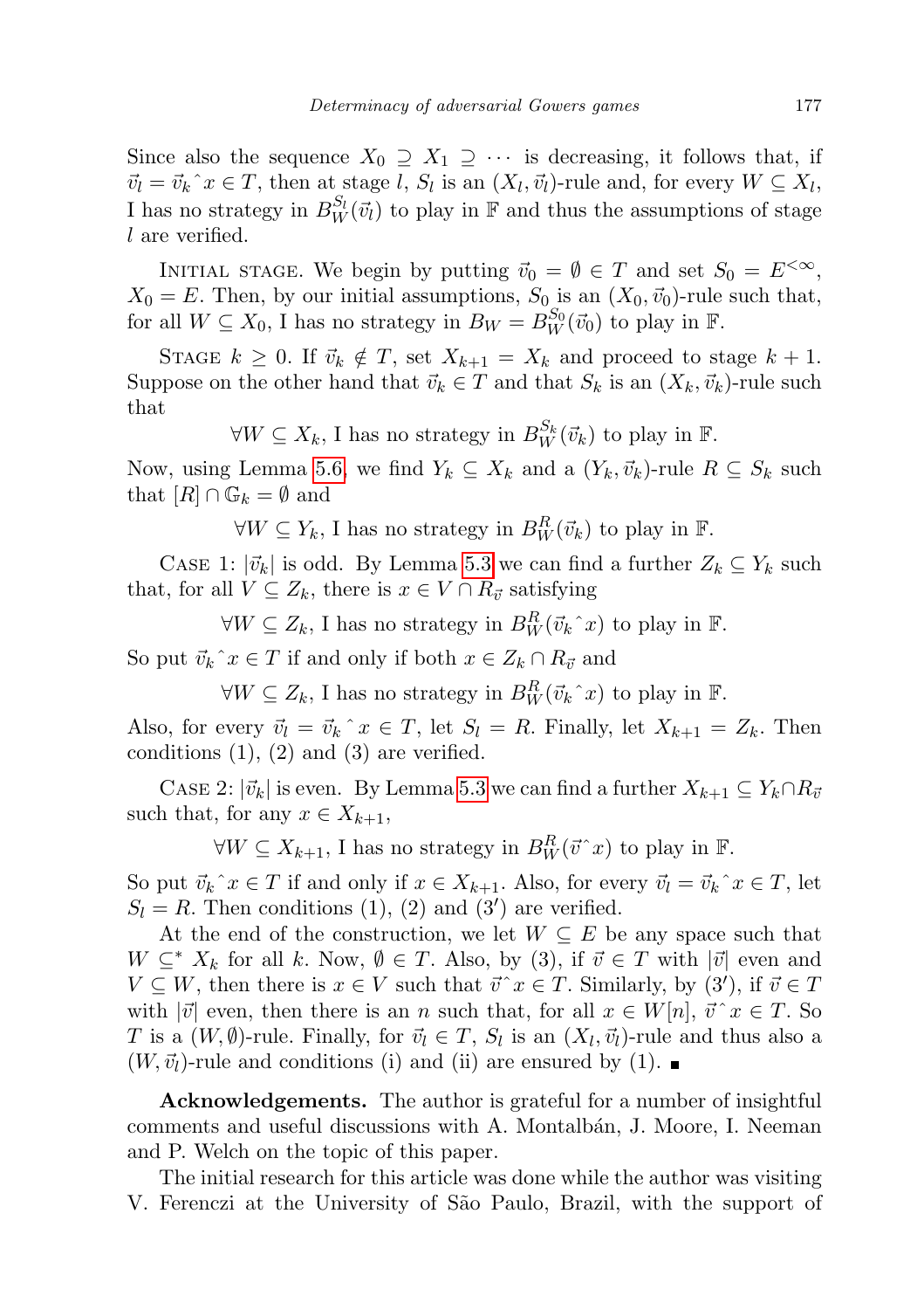Since also the sequence $X_0 \supseteq X_1 \supseteq \cdots$ is decreasing, it follows that, if $\vec{v}_l = \vec{v}_k{}^\frown x \in T$, then at stage $l$, $S_l$ is an $(X_l, \vec{v}_l)$-rule and, for every $W \subseteq X_l$, I has no strategy in $B^{S_l}_W(\vec{v}_l)$ to play in $\mathbb{F}$ and thus the assumptions of stage $l$ are verified.

Initial stage. We begin by putting $\vec{v}_0 = \emptyset \in T$ and set $S_0 = E^{<\infty}$, $X_0 = E$. Then, by our initial assumptions, $S_0$ is an $(X_0, \vec{v}_0)$-rule such that, for all $W \subseteq X_0$, I has no strategy in $B_W = B^{S_0}_W(\vec{v}_0)$ to play in $\mathbb{F}$.

Stage $k \geq 0$. If $\vec{v}_k \notin T$, set $X_{k+1} = X_k$ and proceed to stage $k+1$. Suppose on the other hand that $\vec{v}_k \in T$ and that $S_k$ is an $(X_k, \vec{v}_k)$-rule such that

$$\forall W \subseteq X_k, \text{ I has no strategy in } B^{S_k}_W(\vec{v}_k) \text{ to play in } \mathbb{F}.$$

Now, using Lemma 5.6, we find $Y_k \subseteq X_k$ and a $(Y_k, \vec{v}_k)$-rule $R \subseteq S_k$ such that $[R] \cap \mathbb{G}_k = \emptyset$ and

$$\forall W \subseteq Y_k, \text{ I has no strategy in } B^{R}_W(\vec{v}_k) \text{ to play in } \mathbb{F}.$$

Case 1: $|\vec{v}_k|$ is odd. By Lemma 5.3 we can find a further $Z_k \subseteq Y_k$ such that, for all $V \subseteq Z_k$, there is $x \in V \cap R_{\vec{v}}$ satisfying

$$\forall W \subseteq Z_k, \text{ I has no strategy in } B^{R}_W(\vec{v}_k{}^\frown x) \text{ to play in } \mathbb{F}.$$

So put $\vec{v}_k{}^\frown x \in T$ if and only if both $x \in Z_k \cap R_{\vec{v}}$ and

$$\forall W \subseteq Z_k, \text{ I has no strategy in } B^{R}_W(\vec{v}_k{}^\frown x) \text{ to play in } \mathbb{F}.$$

Also, for every $\vec{v}_l = \vec{v}_k{}^\frown x \in T$, let $S_l = R$. Finally, let $X_{k+1} = Z_k$. Then conditions (1), (2) and (3) are verified.

Case 2: $|\vec{v}_k|$ is even. By Lemma 5.3 we can find a further $X_{k+1} \subseteq Y_k \cap R_{\vec{v}}$ such that, for any $x \in X_{k+1}$,

$$\forall W \subseteq X_{k+1}, \text{ I has no strategy in } B^{R}_W(\vec{v}{}^\frown x) \text{ to play in } \mathbb{F}.$$

So put $\vec{v}_k{}^\frown x \in T$ if and only if $x \in X_{k+1}$. Also, for every $\vec{v}_l = \vec{v}_k{}^\frown x \in T$, let $S_l = R$. Then conditions (1), (2) and (3′) are verified.

At the end of the construction, we let $W \subseteq E$ be any space such that $W \subseteq^* X_k$ for all $k$. Now, $\emptyset \in T$. Also, by (3), if $\vec{v} \in T$ with $|\vec{v}|$ even and $V \subseteq W$, then there is $x \in V$ such that $\vec{v}{}^\frown x \in T$. Similarly, by (3′), if $\vec{v} \in T$ with $|\vec{v}|$ even, then there is an $n$ such that, for all $x \in W[n]$, $\vec{v}{}^\frown x \in T$. So $T$ is a $(W, \emptyset)$-rule. Finally, for $\vec{v}_l \in T$, $S_l$ is an $(X_l, \vec{v}_l)$-rule and thus also a $(W, \vec{v}_l)$-rule and conditions (i) and (ii) are ensured by (1). ∎

**Acknowledgements.** The author is grateful for a number of insightful comments and useful discussions with A. Montalbán, J. Moore, I. Neeman and P. Welch on the topic of this paper.

The initial research for this article was done while the author was visiting V. Ferenczi at the University of São Paulo, Brazil, with the support of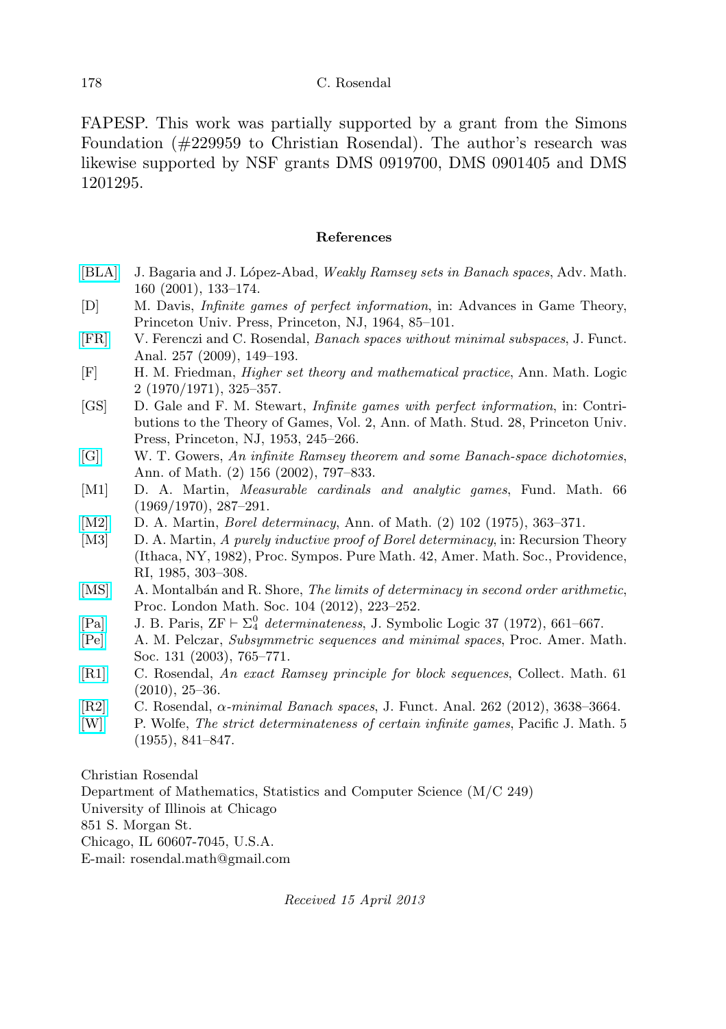FAPESP. This work was partially supported by a grant from the Simons Foundation (#229959 to Christian Rosendal). The author's research was likewise supported by NSF grants DMS 0919700, DMS 0901405 and DMS 1201295.

## References

[BLA] J. Bagaria and J. López-Abad, *Weakly Ramsey sets in Banach spaces*, Adv. Math. 160 (2001), 133–174.

[D] M. Davis, *Infinite games of perfect information*, in: Advances in Game Theory, Princeton Univ. Press, Princeton, NJ, 1964, 85–101.

[FR] V. Ferenczi and C. Rosendal, *Banach spaces without minimal subspaces*, J. Funct. Anal. 257 (2009), 149–193.

[F] H. M. Friedman, *Higher set theory and mathematical practice*, Ann. Math. Logic 2 (1970/1971), 325–357.

[GS] D. Gale and F. M. Stewart, *Infinite games with perfect information*, in: Contributions to the Theory of Games, Vol. 2, Ann. of Math. Stud. 28, Princeton Univ. Press, Princeton, NJ, 1953, 245–266.

[G] W. T. Gowers, *An infinite Ramsey theorem and some Banach-space dichotomies*, Ann. of Math. (2) 156 (2002), 797–833.

[M1] D. A. Martin, *Measurable cardinals and analytic games*, Fund. Math. 66 (1969/1970), 287–291.

[M2] D. A. Martin, *Borel determinacy*, Ann. of Math. (2) 102 (1975), 363–371.

[M3] D. A. Martin, *A purely inductive proof of Borel determinacy*, in: Recursion Theory (Ithaca, NY, 1982), Proc. Sympos. Pure Math. 42, Amer. Math. Soc., Providence, RI, 1985, 303–308.

[MS] A. Montalbán and R. Shore, *The limits of determinacy in second order arithmetic*, Proc. London Math. Soc. 104 (2012), 223–252.

[Pa] J. B. Paris, ZF $\vdash \Sigma_4^0$ *determinateness*, J. Symbolic Logic 37 (1972), 661–667.

[Pe] A. M. Pelczar, *Subsymmetric sequences and minimal spaces*, Proc. Amer. Math. Soc. 131 (2003), 765–771.

[R1] C. Rosendal, *An exact Ramsey principle for block sequences*, Collect. Math. 61 (2010), 25–36.

[R2] C. Rosendal, *$\alpha$-minimal Banach spaces*, J. Funct. Anal. 262 (2012), 3638–3664.

[W] P. Wolfe, *The strict determinateness of certain infinite games*, Pacific J. Math. 5 (1955), 841–847.

Christian Rosendal
Department of Mathematics, Statistics and Computer Science (M/C 249)
University of Illinois at Chicago
851 S. Morgan St.
Chicago, IL 60607-7045, U.S.A.
E-mail: rosendal.math@gmail.com

*Received 15 April 2013*